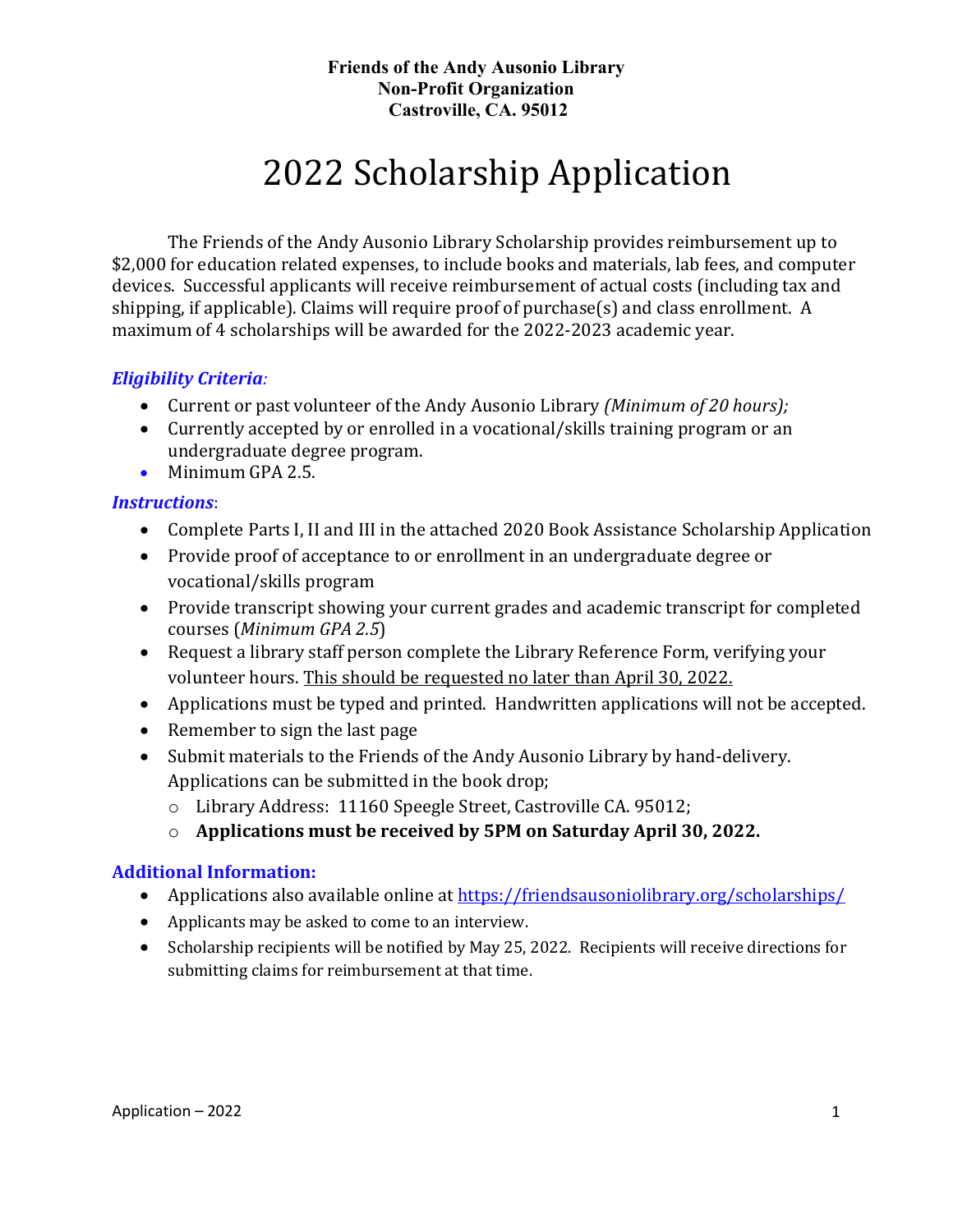**Friends of the Andy Ausonio Library**
**Non-Profit Organization**
**Castroville, CA. 95012**

# 2022 Scholarship Application

The Friends of the Andy Ausonio Library Scholarship provides reimbursement up to $2,000 for education related expenses, to include books and materials, lab fees, and computer devices. Successful applicants will receive reimbursement of actual costs (including tax and shipping, if applicable). Claims will require proof of purchase(s) and class enrollment. A maximum of 4 scholarships will be awarded for the 2022-2023 academic year.

### *Eligibility Criteria:*

- Current or past volunteer of the Andy Ausonio Library *(Minimum of 20 hours);*
- Currently accepted by or enrolled in a vocational/skills training program or an undergraduate degree program.
- Minimum GPA 2.5.

### *Instructions*:

- Complete Parts I, II and III in the attached 2020 Book Assistance Scholarship Application
- Provide proof of acceptance to or enrollment in an undergraduate degree or vocational/skills program
- Provide transcript showing your current grades and academic transcript for completed courses (*Minimum GPA 2.5*)
- Request a library staff person complete the Library Reference Form, verifying your volunteer hours. <u>This should be requested no later than April 30, 2022.</u>
- Applications must be typed and printed. Handwritten applications will not be accepted.
- Remember to sign the last page
- Submit materials to the Friends of the Andy Ausonio Library by hand-delivery. Applications can be submitted in the book drop;
  - Library Address: 11160 Speegle Street, Castroville CA. 95012;
  - **Applications must be received by 5PM on Saturday April 30, 2022.**

### Additional Information:

- Applications also available online at https://friendsausoniolibrary.org/scholarships/
- Applicants may be asked to come to an interview.
- Scholarship recipients will be notified by May 25, 2022. Recipients will receive directions for submitting claims for reimbursement at that time.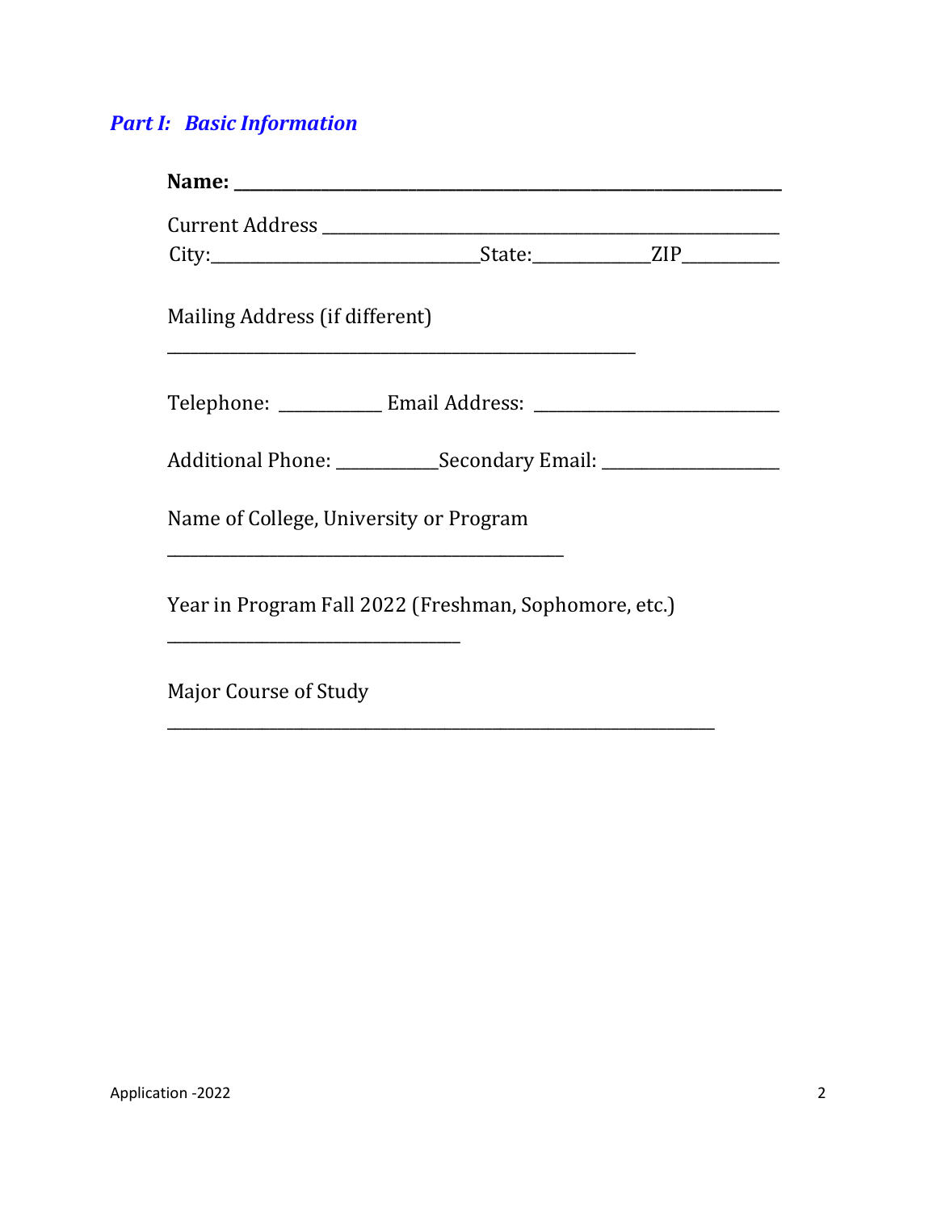## *Part I: Basic Information*

**Name: ______________________________________________________**

Current Address ______________________________________________

City:___________________________State:____________ZIP__________

Mailing Address (if different)

_______________________________________________

Telephone: __________ Email Address: _________________________

Additional Phone: __________Secondary Email: __________________

Name of College, University or Program

________________________________________

Year in Program Fall 2022 (Freshman, Sophomore, etc.)

______________________________

Major Course of Study

_______________________________________________________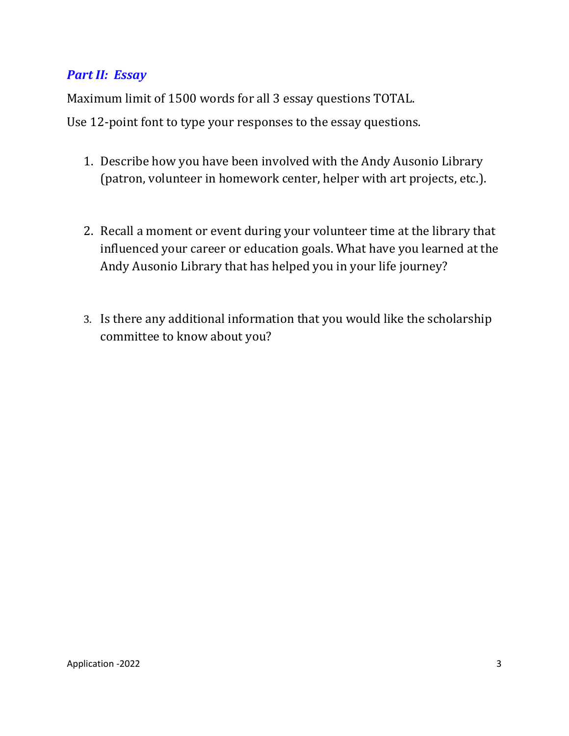## ***Part II: Essay***

Maximum limit of 1500 words for all 3 essay questions TOTAL.

Use 12-point font to type your responses to the essay questions.

1. Describe how you have been involved with the Andy Ausonio Library (patron, volunteer in homework center, helper with art projects, etc.).

2. Recall a moment or event during your volunteer time at the library that influenced your career or education goals. What have you learned at the Andy Ausonio Library that has helped you in your life journey?

3. Is there any additional information that you would like the scholarship committee to know about you?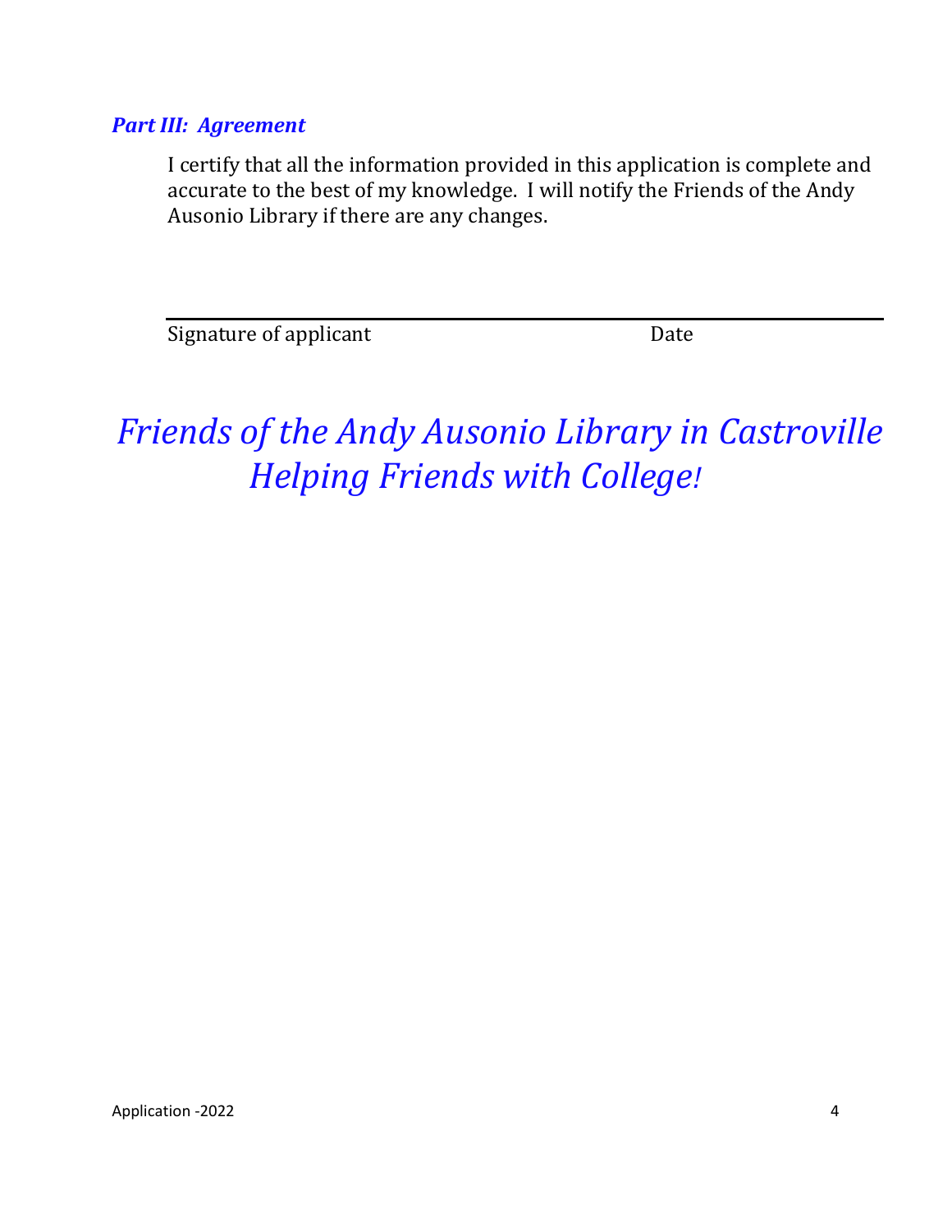### *Part III: Agreement*

I certify that all the information provided in this application is complete and accurate to the best of my knowledge. I will notify the Friends of the Andy Ausonio Library if there are any changes.

\_\_\_\_\_\_\_\_\_\_\_\_\_\_\_\_\_\_\_\_\_\_\_\_\_\_\_\_\_\_\_\_\_\_\_\_\_\_\_\_\_\_\_\_\_\_\_\_\_\_\_\_\_\_\_\_\_\_\_\_

Signature of applicant Date

## *Friends of the Andy Ausonio Library in Castroville*
## *Helping Friends with College!*